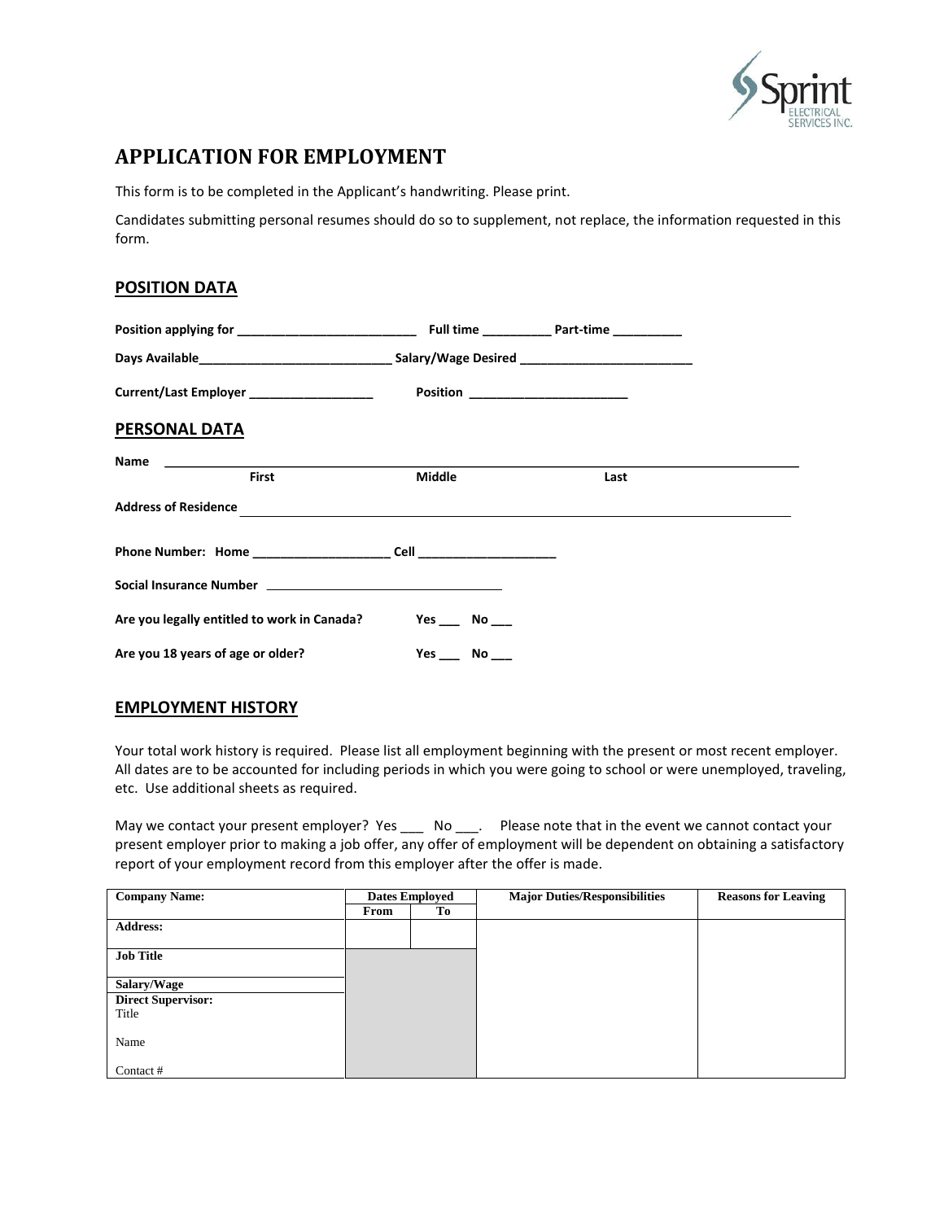# APPLICATION FOR EMPLOYMENT

This form is to be completed in the Applicant's handwriting. Please print.

Candidates submitting personal resumes should do so to supplement, not replace, the information requested in this form.

## POSITION DATA

**Position applying for** ________________________ **Full time** _________ **Part-time** _________

**Days Available**___________________________ **Salary/Wage Desired** ________________________

**Current/Last Employer** _________________ **Position** ______________________

## PERSONAL DATA

**Name** ______________________________________________________________

**First** **Middle** **Last**

**Address of Residence** ______________________________________________________________

**Phone Number: Home** ___________________ **Cell** ___________________

**Social Insurance Number** ________________________________

**Are you legally entitled to work in Canada?** **Yes** ___ **No** ___

**Are you 18 years of age or older?** **Yes** ___ **No** ___

## EMPLOYMENT HISTORY

Your total work history is required. Please list all employment beginning with the present or most recent employer. All dates are to be accounted for including periods in which you were going to school or were unemployed, traveling, etc. Use additional sheets as required.

May we contact your present employer? Yes ___ No ___. Please note that in the event we cannot contact your present employer prior to making a job offer, any offer of employment will be dependent on obtaining a satisfactory report of your employment record from this employer after the offer is made.

| **Company Name:** | **Dates Employed** | | **Major Duties/Responsibilities** | **Reasons for Leaving** |
|---|---|---|---|---|
| | **From** | **To** | | |
| **Address:** | | | | |
| **Job Title** | | | | |
| **Salary/Wage** | | | | |
| **Direct Supervisor:**<br>Title<br><br>Name<br><br>Contact # | | | | |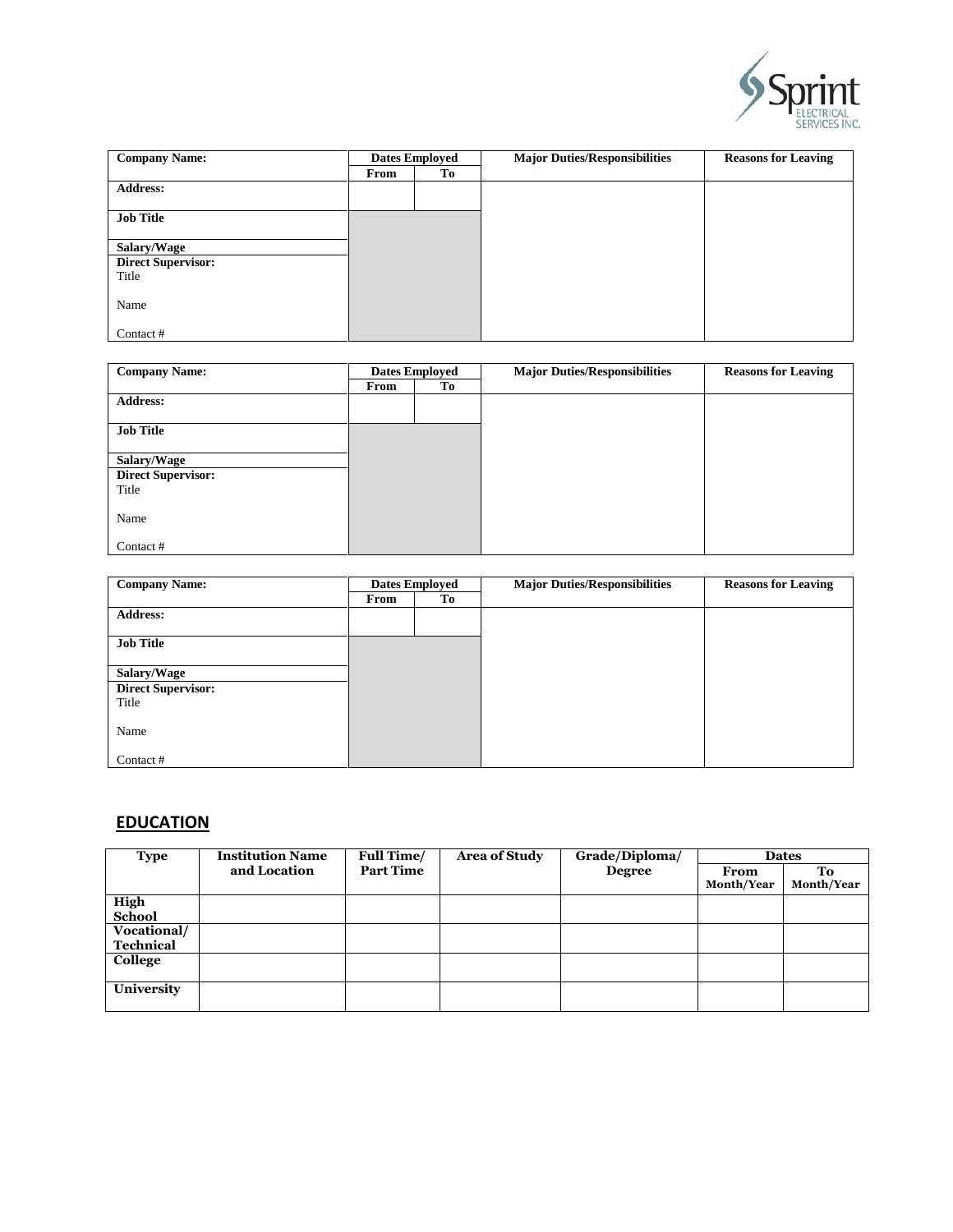| Company Name: | Dates Employed | | Major Duties/Responsibilities | Reasons for Leaving |
|---|---|---|---|---|
| | From | To | | |
| Address: | | | | |
| Job Title | | | | |
| Salary/Wage | | | | |
| Direct Supervisor: Title | | | | |
| Name | | | | |
| Contact # | | | | |

| Company Name: | Dates Employed | | Major Duties/Responsibilities | Reasons for Leaving |
|---|---|---|---|---|
| | From | To | | |
| Address: | | | | |
| Job Title | | | | |
| Salary/Wage | | | | |
| Direct Supervisor: Title | | | | |
| Name | | | | |
| Contact # | | | | |

| Company Name: | Dates Employed | | Major Duties/Responsibilities | Reasons for Leaving |
|---|---|---|---|---|
| | From | To | | |
| Address: | | | | |
| Job Title | | | | |
| Salary/Wage | | | | |
| Direct Supervisor: Title | | | | |
| Name | | | | |
| Contact # | | | | |

## EDUCATION

| Type | Institution Name and Location | Full Time/ Part Time | Area of Study | Grade/Diploma/ Degree | Dates | |
|---|---|---|---|---|---|---|
| | | | | | From Month/Year | To Month/Year |
| High School | | | | | | |
| Vocational/ Technical | | | | | | |
| College | | | | | | |
| University | | | | | | |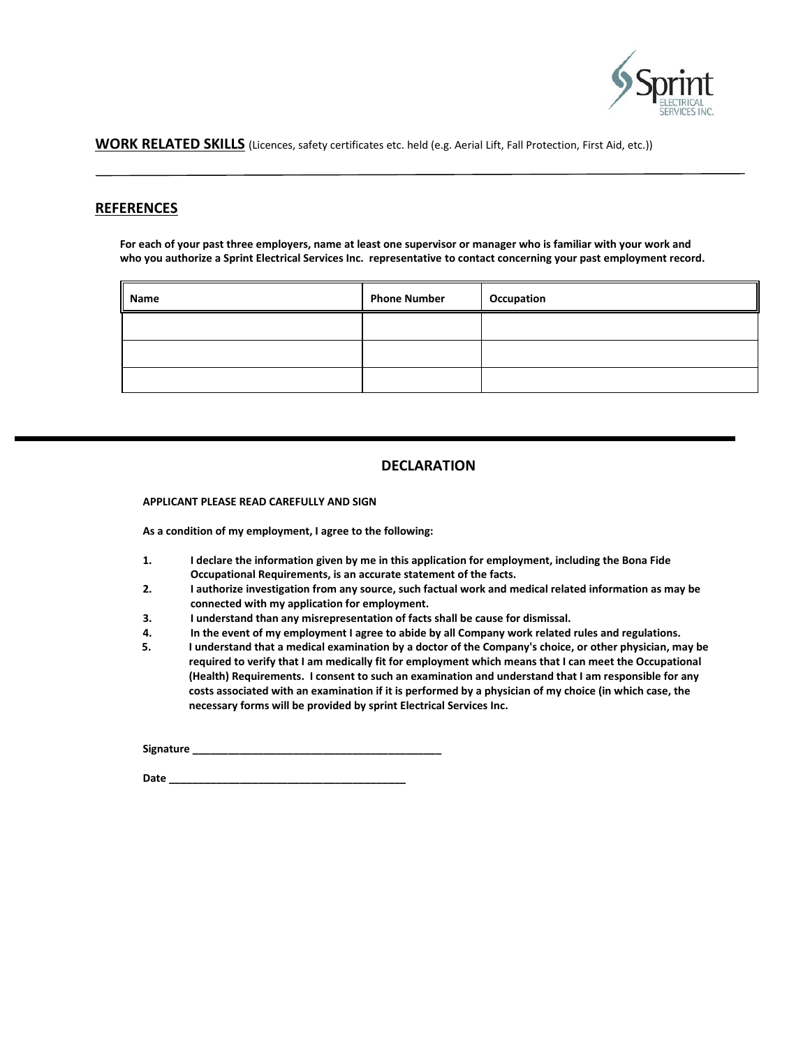## **WORK RELATED SKILLS** (Licences, safety certificates etc. held (e.g. Aerial Lift, Fall Protection, First Aid, etc.))

______________________________________________________________________________________

## REFERENCES

**For each of your past three employers, name at least one supervisor or manager who is familiar with your work and who you authorize a Sprint Electrical Services Inc. representative to contact concerning your past employment record.**

| Name | Phone Number | Occupation |
|---|---|---|
| | | |
| | | |
| | | |

---

## DECLARATION

**APPLICANT PLEASE READ CAREFULLY AND SIGN**

**As a condition of my employment, I agree to the following:**

1. **I declare the information given by me in this application for employment, including the Bona Fide Occupational Requirements, is an accurate statement of the facts.**
2. **I authorize investigation from any source, such factual work and medical related information as may be connected with my application for employment.**
3. **I understand than any misrepresentation of facts shall be cause for dismissal.**
4. **In the event of my employment I agree to abide by all Company work related rules and regulations.**
5. **I understand that a medical examination by a doctor of the Company's choice, or other physician, may be required to verify that I am medically fit for employment which means that I can meet the Occupational (Health) Requirements. I consent to such an examination and understand that I am responsible for any costs associated with an examination if it is performed by a physician of my choice (in which case, the necessary forms will be provided by sprint Electrical Services Inc.**

**Signature** ___________________________________________

**Date** ________________________________________